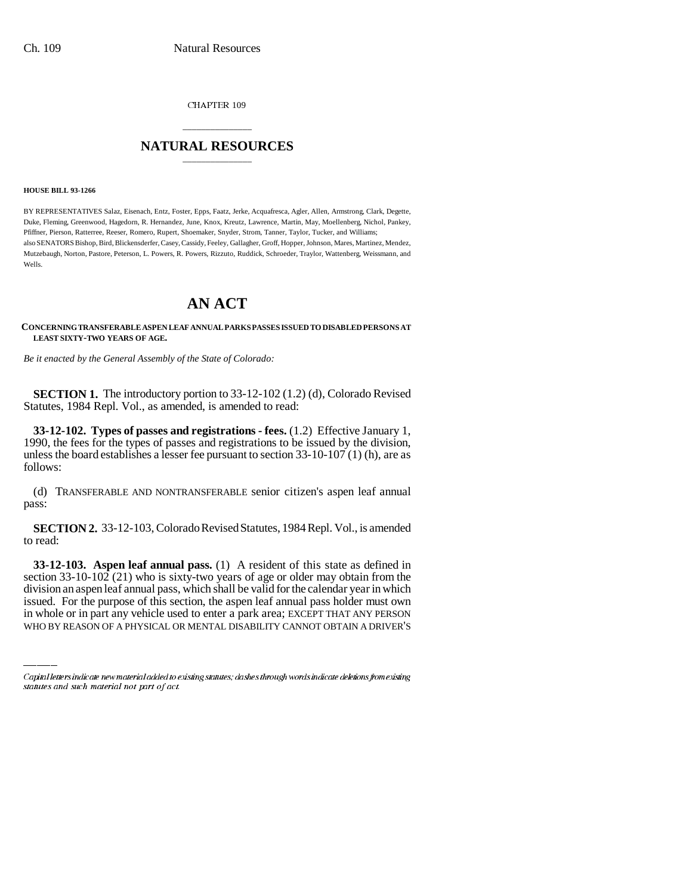CHAPTER 109

# NATURAL RESOURCES

**HOUSE BILL 93-1266**

BY REPRESENTATIVES Salaz, Eisenach, Entz, Foster, Epps, Faatz, Jerke, Acquafresca, Agler, Allen, Armstrong, Clark, Degette, Duke, Fleming, Greenwood, Hagedorn, R. Hernandez, June, Knox, Kreutz, Lawrence, Martin, May, Moellenberg, Nichol, Pankey, Pfiffner, Pierson, Ratterree, Reeser, Romero, Rupert, Shoemaker, Snyder, Strom, Tanner, Taylor, Tucker, and Williams;
also SENATORS Bishop, Bird, Blickensderfer, Casey, Cassidy, Feeley, Gallagher, Groff, Hopper, Johnson, Mares, Martinez, Mendez, Mutzebaugh, Norton, Pastore, Peterson, L. Powers, R. Powers, Rizzuto, Ruddick, Schroeder, Traylor, Wattenberg, Weissmann, and Wells.

# AN ACT

**CONCERNING TRANSFERABLE ASPEN LEAF ANNUAL PARKS PASSES ISSUED TO DISABLED PERSONS AT LEAST SIXTY-TWO YEARS OF AGE.**

*Be it enacted by the General Assembly of the State of Colorado:*

**SECTION 1.** The introductory portion to 33-12-102 (1.2) (d), Colorado Revised Statutes, 1984 Repl. Vol., as amended, is amended to read:

**33-12-102. Types of passes and registrations - fees.** (1.2) Effective January 1, 1990, the fees for the types of passes and registrations to be issued by the division, unless the board establishes a lesser fee pursuant to section 33-10-107 (1) (h), are as follows:

(d) TRANSFERABLE AND NONTRANSFERABLE senior citizen's aspen leaf annual pass:

**SECTION 2.** 33-12-103, Colorado Revised Statutes, 1984 Repl. Vol., is amended to read:

**33-12-103. Aspen leaf annual pass.** (1) A resident of this state as defined in section 33-10-102 (21) who is sixty-two years of age or older may obtain from the division an aspen leaf annual pass, which shall be valid for the calendar year in which issued. For the purpose of this section, the aspen leaf annual pass holder must own in whole or in part any vehicle used to enter a park area; EXCEPT THAT ANY PERSON WHO BY REASON OF A PHYSICAL OR MENTAL DISABILITY CANNOT OBTAIN A DRIVER'S

Capital letters indicate new material added to existing statutes; dashes through words indicate deletions from existing statutes and such material not part of act.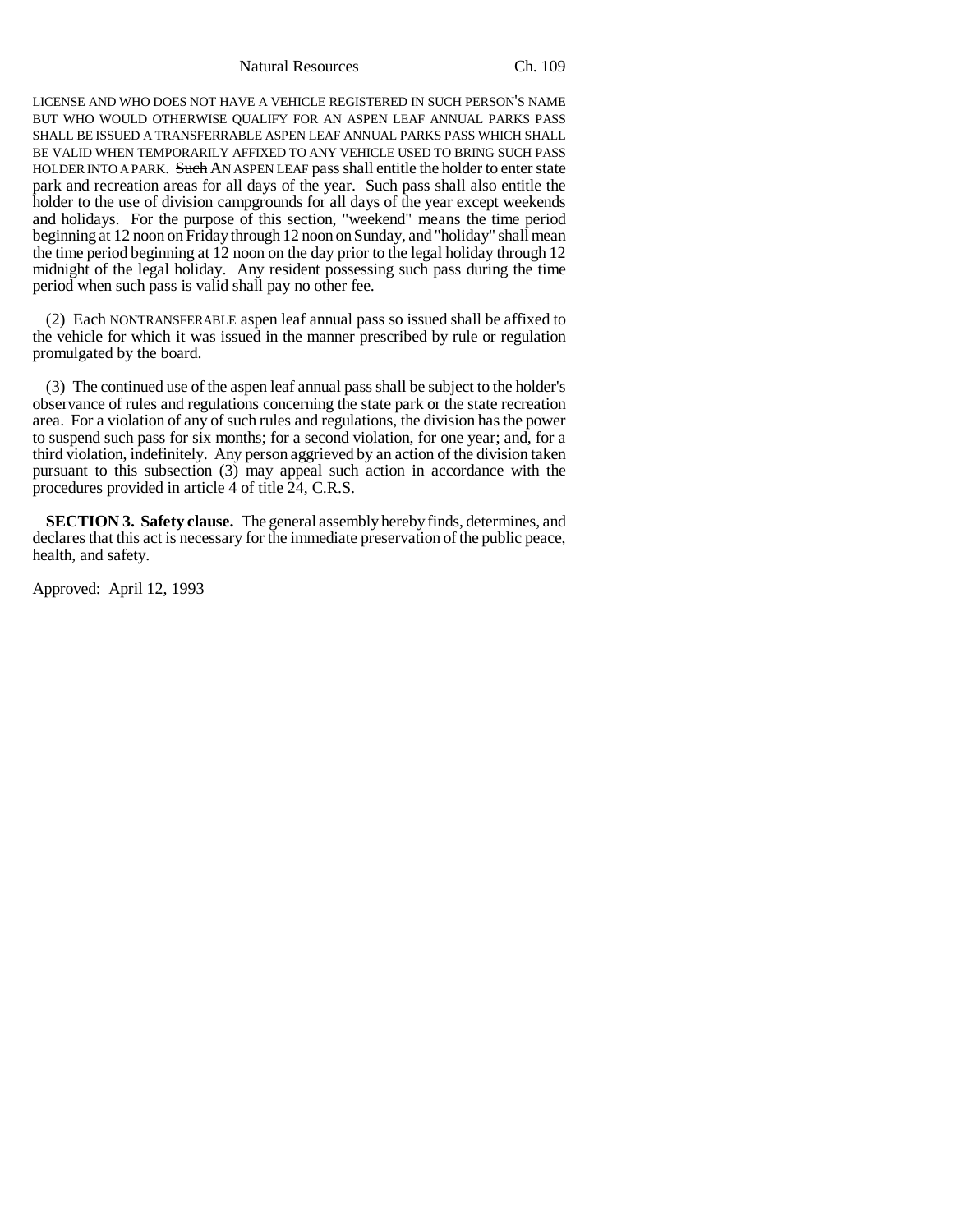LICENSE AND WHO DOES NOT HAVE A VEHICLE REGISTERED IN SUCH PERSON'S NAME BUT WHO WOULD OTHERWISE QUALIFY FOR AN ASPEN LEAF ANNUAL PARKS PASS SHALL BE ISSUED A TRANSFERRABLE ASPEN LEAF ANNUAL PARKS PASS WHICH SHALL BE VALID WHEN TEMPORARILY AFFIXED TO ANY VEHICLE USED TO BRING SUCH PASS HOLDER INTO A PARK. ~~Such~~ AN ASPEN LEAF pass shall entitle the holder to enter state park and recreation areas for all days of the year. Such pass shall also entitle the holder to the use of division campgrounds for all days of the year except weekends and holidays. For the purpose of this section, "weekend" means the time period beginning at 12 noon on Friday through 12 noon on Sunday, and "holiday" shall mean the time period beginning at 12 noon on the day prior to the legal holiday through 12 midnight of the legal holiday. Any resident possessing such pass during the time period when such pass is valid shall pay no other fee.

(2) Each NONTRANSFERABLE aspen leaf annual pass so issued shall be affixed to the vehicle for which it was issued in the manner prescribed by rule or regulation promulgated by the board.

(3) The continued use of the aspen leaf annual pass shall be subject to the holder's observance of rules and regulations concerning the state park or the state recreation area. For a violation of any of such rules and regulations, the division has the power to suspend such pass for six months; for a second violation, for one year; and, for a third violation, indefinitely. Any person aggrieved by an action of the division taken pursuant to this subsection (3) may appeal such action in accordance with the procedures provided in article 4 of title 24, C.R.S.

**SECTION 3. Safety clause.** The general assembly hereby finds, determines, and declares that this act is necessary for the immediate preservation of the public peace, health, and safety.

Approved: April 12, 1993